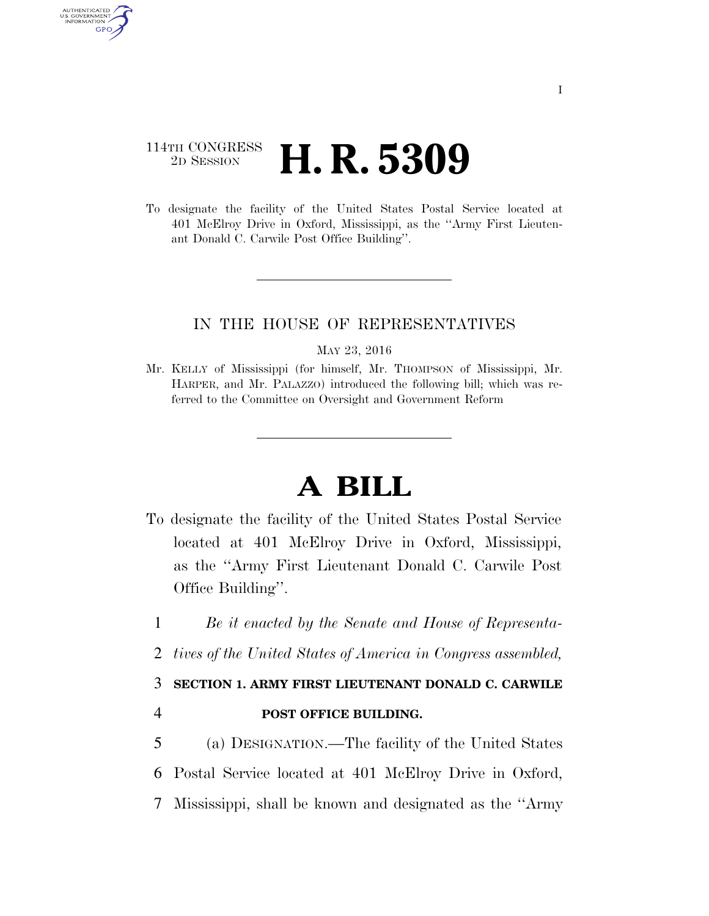114TH CONGRESS
2D SESSION

# H. R. 5309

To designate the facility of the United States Postal Service located at 401 McElroy Drive in Oxford, Mississippi, as the ''Army First Lieutenant Donald C. Carwile Post Office Building''.

IN THE HOUSE OF REPRESENTATIVES

MAY 23, 2016

Mr. KELLY of Mississippi (for himself, Mr. THOMPSON of Mississippi, Mr. HARPER, and Mr. PALAZZO) introduced the following bill; which was referred to the Committee on Oversight and Government Reform

# A BILL

To designate the facility of the United States Postal Service located at 401 McElroy Drive in Oxford, Mississippi, as the ''Army First Lieutenant Donald C. Carwile Post Office Building''.

1 *Be it enacted by the Senate and House of Representa-*
2 *tives of the United States of America in Congress assembled,*

3 **SECTION 1. ARMY FIRST LIEUTENANT DONALD C. CARWILE**
4 **POST OFFICE BUILDING.**

5 (a) DESIGNATION.—The facility of the United States
6 Postal Service located at 401 McElroy Drive in Oxford,
7 Mississippi, shall be known and designated as the ''Army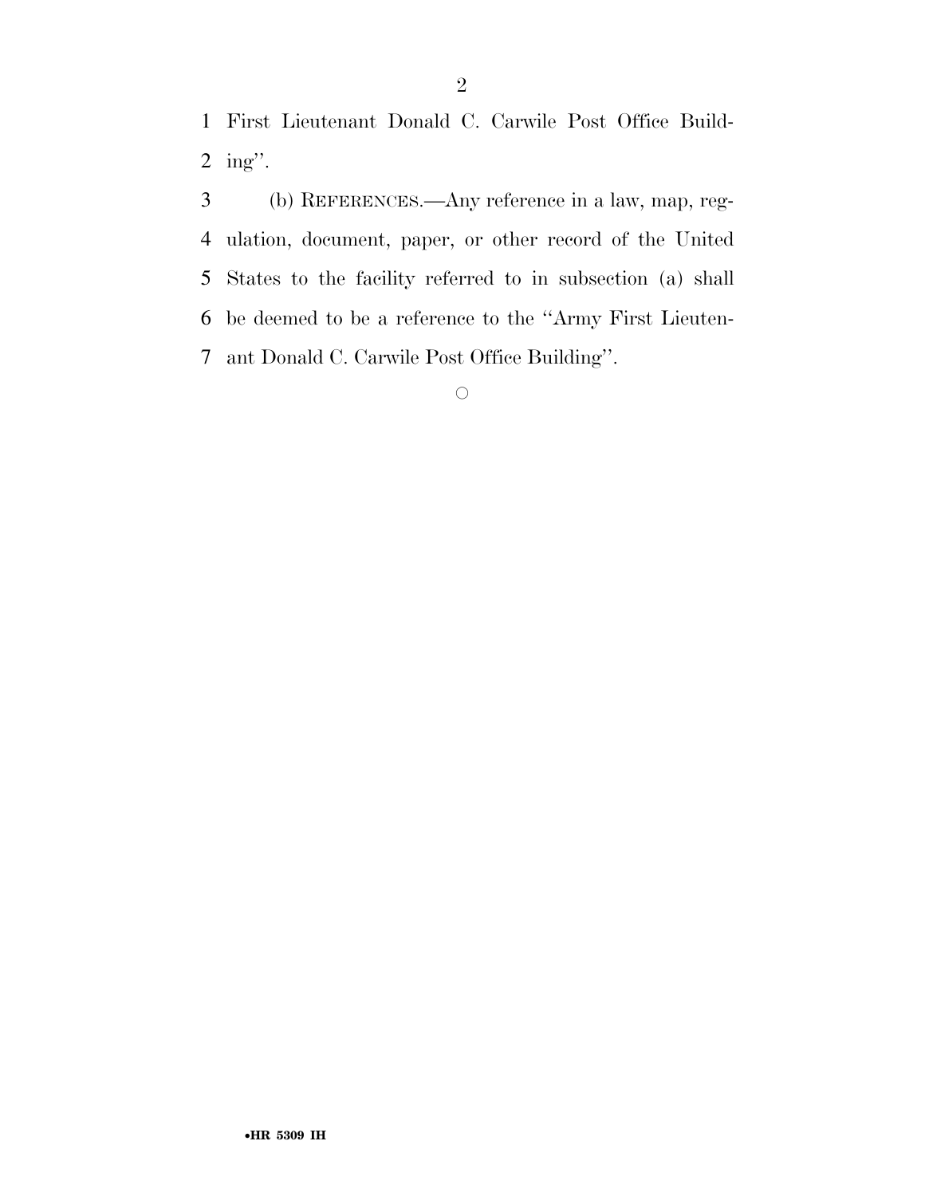First Lieutenant Donald C. Carwile Post Office Building''.

(b) REFERENCES.—Any reference in a law, map, regulation, document, paper, or other record of the United States to the facility referred to in subsection (a) shall be deemed to be a reference to the ''Army First Lieutenant Donald C. Carwile Post Office Building''.